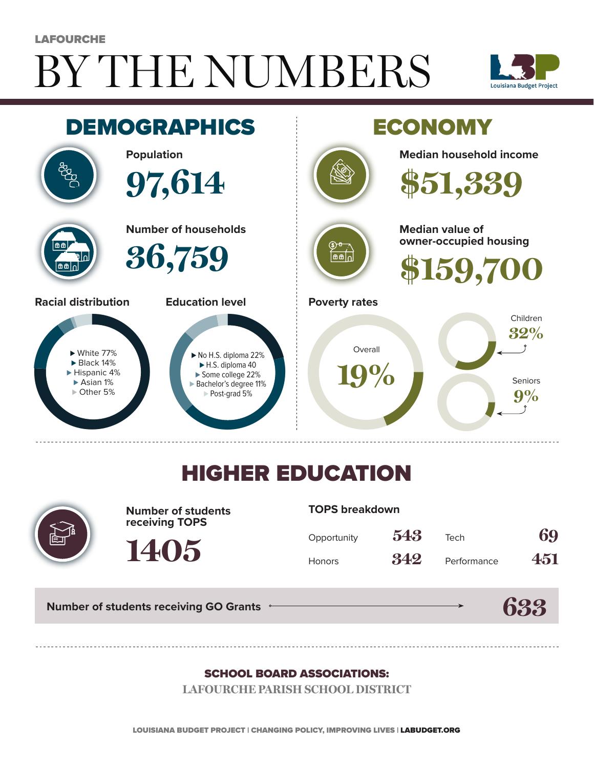LAFOURCHE

# BY THE NUMBERS

Louisiana Budget Project

## DEMOGRAPHICS

**Population**

97,614

**Number of households**

36,759

**Racial distribution**

- White 77%
- Black 14%
- Hispanic 4%
- Asian 1%
- Other 5%

**Education level**

- No H.S. diploma 22%
- H.S. diploma 40
- Some college 22%
- Bachelor's degree 11%
- Post-grad 5%

## ECONOMY

**Median household income**

$51,339

**Median value of owner-occupied housing**

$159,700

**Poverty rates**

- Overall 19%
- Children 32%
- Seniors 9%

## HIGHER EDUCATION

**Number of students receiving TOPS**

1405

**TOPS breakdown**

| | | | |
|---|---|---|---|
| Opportunity | 543 | Tech | 69 |
| Honors | 342 | Performance | 451 |

**Number of students receiving GO Grants** 633

**SCHOOL BOARD ASSOCIATIONS:**

LAFOURCHE PARISH SCHOOL DISTRICT

LOUISIANA BUDGET PROJECT | CHANGING POLICY, IMPROVING LIVES | LABUDGET.ORG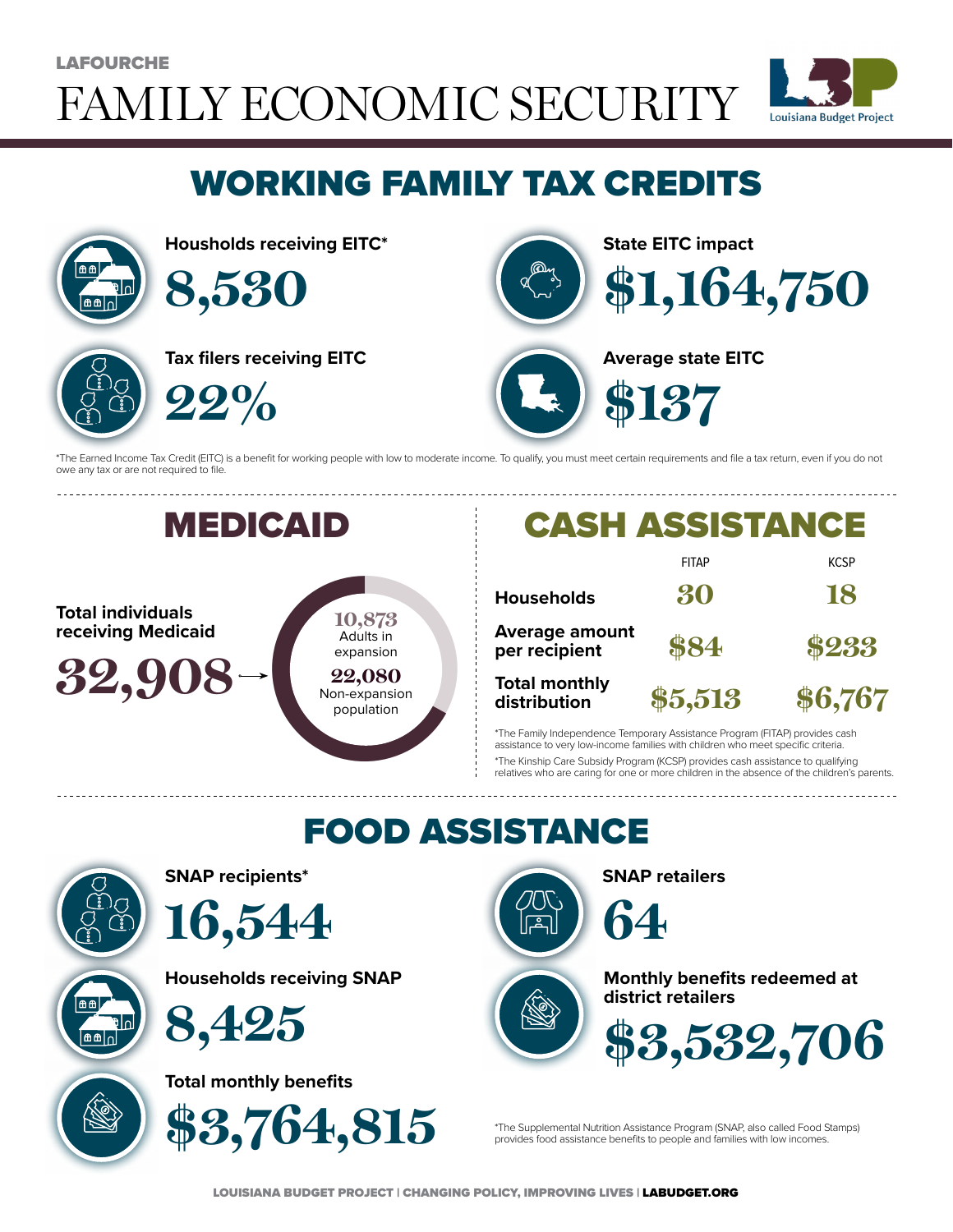LAFOURCHE

# FAMILY ECONOMIC SECURITY

Louisiana Budget Project

## WORKING FAMILY TAX CREDITS

**Households receiving EITC***

**8,530**

**State EITC impact**

**$1,164,750**

**Tax filers receiving EITC**

**22%**

**Average state EITC**

**$137**

*The Earned Income Tax Credit (EITC) is a benefit for working people with low to moderate income. To qualify, you must meet certain requirements and file a tax return, even if you do not owe any tax or are not required to file.

## MEDICAID

**Total individuals receiving Medicaid**

**32,908**

10,873
Adults in expansion

22,080
Non-expansion population

## CASH ASSISTANCE

| | FITAP | KCSP |
|---|---|---|
| **Households** | 30 | 18 |
| **Average amount per recipient** | $84 | $233 |
| **Total monthly distribution** | $5,513 | $6,767 |

*The Family Independence Temporary Assistance Program (FITAP) provides cash assistance to very low-income families with children who meet specific criteria.

*The Kinship Care Subsidy Program (KCSP) provides cash assistance to qualifying relatives who are caring for one or more children in the absence of the children's parents.

## FOOD ASSISTANCE

**SNAP recipients***

**16,544**

**Households receiving SNAP**

**8,425**

**Total monthly benefits**

**$3,764,815**

**SNAP retailers**

**64**

**Monthly benefits redeemed at district retailers**

**$3,532,706**

*The Supplemental Nutrition Assistance Program (SNAP, also called Food Stamps) provides food assistance benefits to people and families with low incomes.

LOUISIANA BUDGET PROJECT | CHANGING POLICY, IMPROVING LIVES | LABUDGET.ORG